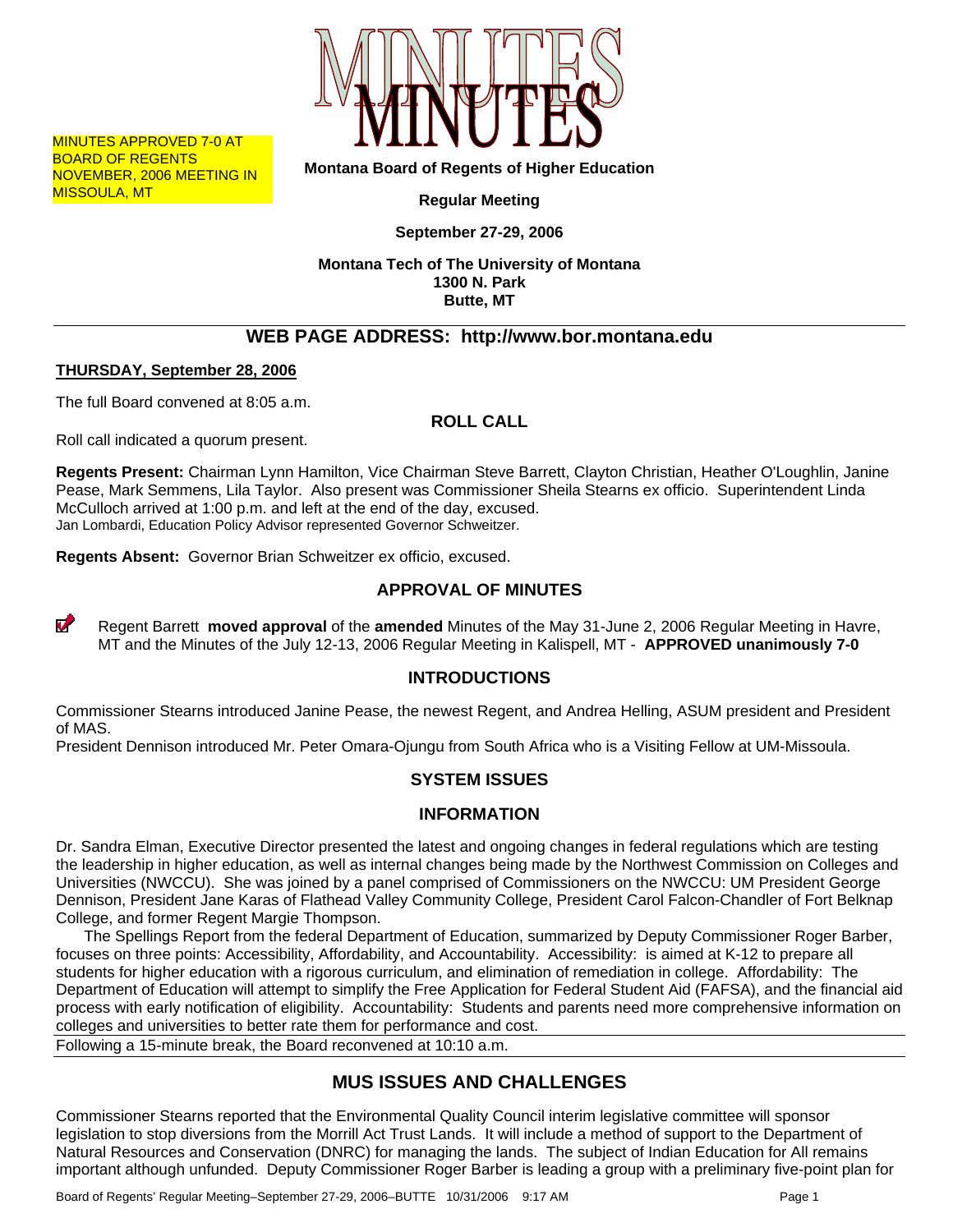MINUTES APPROVED 7-0 AT BOARD OF REGENTS NOVEMBER, 2006 MEETING IN MISSOULA, MT

# MINUTES

**Montana Board of Regents of Higher Education**

**Regular Meeting**

**September 27-29, 2006**

**Montana Tech of The University of Montana**
**1300 N. Park**
**Butte, MT**

## WEB PAGE ADDRESS: http://www.bor.montana.edu

**THURSDAY, September 28, 2006**

The full Board convened at 8:05 a.m.

### ROLL CALL

Roll call indicated a quorum present.

**Regents Present:** Chairman Lynn Hamilton, Vice Chairman Steve Barrett, Clayton Christian, Heather O'Loughlin, Janine Pease, Mark Semmens, Lila Taylor. Also present was Commissioner Sheila Stearns ex officio. Superintendent Linda McCulloch arrived at 1:00 p.m. and left at the end of the day, excused.
Jan Lombardi, Education Policy Advisor represented Governor Schweitzer.

**Regents Absent:** Governor Brian Schweitzer ex officio, excused.

### APPROVAL OF MINUTES

Regent Barrett **moved approval** of the **amended** Minutes of the May 31-June 2, 2006 Regular Meeting in Havre, MT and the Minutes of the July 12-13, 2006 Regular Meeting in Kalispell, MT - **APPROVED unanimously 7-0**

### INTRODUCTIONS

Commissioner Stearns introduced Janine Pease, the newest Regent, and Andrea Helling, ASUM president and President of MAS.
President Dennison introduced Mr. Peter Omara-Ojungu from South Africa who is a Visiting Fellow at UM-Missoula.

### SYSTEM ISSUES

### INFORMATION

Dr. Sandra Elman, Executive Director presented the latest and ongoing changes in federal regulations which are testing the leadership in higher education, as well as internal changes being made by the Northwest Commission on Colleges and Universities (NWCCU). She was joined by a panel comprised of Commissioners on the NWCCU: UM President George Dennison, President Jane Karas of Flathead Valley Community College, President Carol Falcon-Chandler of Fort Belknap College, and former Regent Margie Thompson.

The Spellings Report from the federal Department of Education, summarized by Deputy Commissioner Roger Barber, focuses on three points: Accessibility, Affordability, and Accountability. Accessibility: is aimed at K-12 to prepare all students for higher education with a rigorous curriculum, and elimination of remediation in college. Affordability: The Department of Education will attempt to simplify the Free Application for Federal Student Aid (FAFSA), and the financial aid process with early notification of eligibility. Accountability: Students and parents need more comprehensive information on colleges and universities to better rate them for performance and cost.

Following a 15-minute break, the Board reconvened at 10:10 a.m.

## MUS ISSUES AND CHALLENGES

Commissioner Stearns reported that the Environmental Quality Council interim legislative committee will sponsor legislation to stop diversions from the Morrill Act Trust Lands. It will include a method of support to the Department of Natural Resources and Conservation (DNRC) for managing the lands. The subject of Indian Education for All remains important although unfunded. Deputy Commissioner Roger Barber is leading a group with a preliminary five-point plan for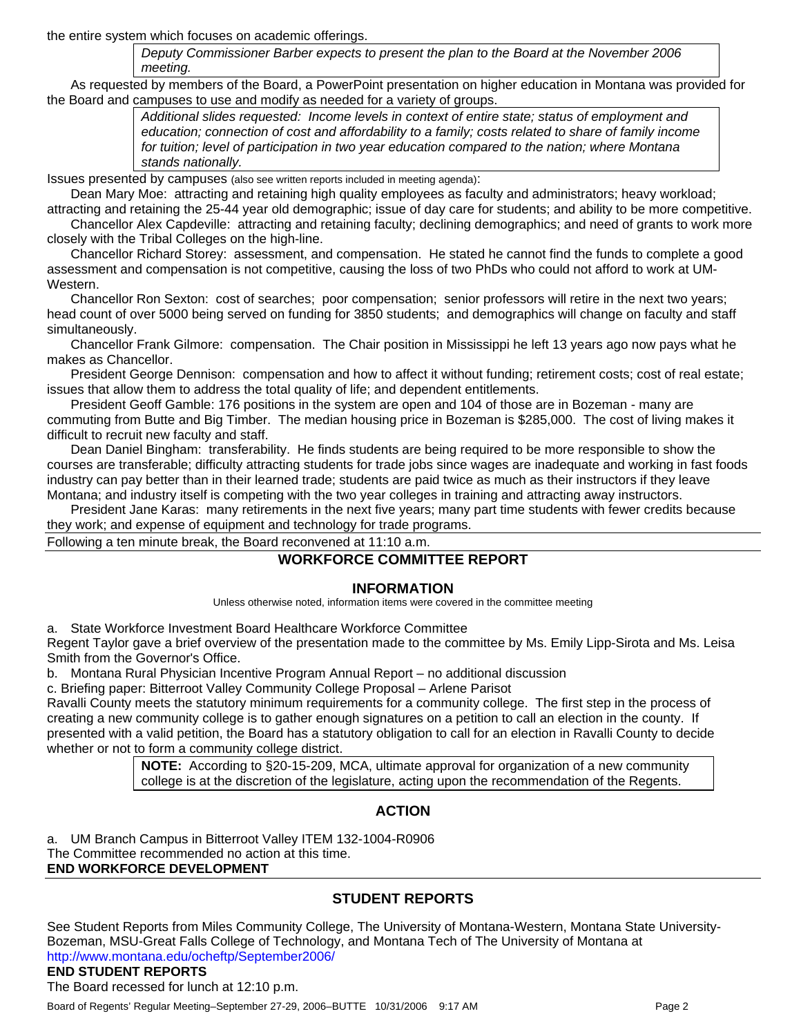the entire system which focuses on academic offerings.

> *Deputy Commissioner Barber expects to present the plan to the Board at the November 2006 meeting.*

As requested by members of the Board, a PowerPoint presentation on higher education in Montana was provided for the Board and campuses to use and modify as needed for a variety of groups.

> *Additional slides requested: Income levels in context of entire state; status of employment and education; connection of cost and affordability to a family; costs related to share of family income for tuition; level of participation in two year education compared to the nation; where Montana stands nationally.*

Issues presented by campuses (also see written reports included in meeting agenda):

Dean Mary Moe: attracting and retaining high quality employees as faculty and administrators; heavy workload; attracting and retaining the 25-44 year old demographic; issue of day care for students; and ability to be more competitive.

Chancellor Alex Capdeville: attracting and retaining faculty; declining demographics; and need of grants to work more closely with the Tribal Colleges on the high-line.

Chancellor Richard Storey: assessment, and compensation. He stated he cannot find the funds to complete a good assessment and compensation is not competitive, causing the loss of two PhDs who could not afford to work at UM-Western.

Chancellor Ron Sexton: cost of searches; poor compensation; senior professors will retire in the next two years; head count of over 5000 being served on funding for 3850 students; and demographics will change on faculty and staff simultaneously.

Chancellor Frank Gilmore: compensation. The Chair position in Mississippi he left 13 years ago now pays what he makes as Chancellor.

President George Dennison: compensation and how to affect it without funding; retirement costs; cost of real estate; issues that allow them to address the total quality of life; and dependent entitlements.

President Geoff Gamble: 176 positions in the system are open and 104 of those are in Bozeman - many are commuting from Butte and Big Timber. The median housing price in Bozeman is $285,000. The cost of living makes it difficult to recruit new faculty and staff.

Dean Daniel Bingham: transferability. He finds students are being required to be more responsible to show the courses are transferable; difficulty attracting students for trade jobs since wages are inadequate and working in fast foods industry can pay better than in their learned trade; students are paid twice as much as their instructors if they leave Montana; and industry itself is competing with the two year colleges in training and attracting away instructors.

President Jane Karas: many retirements in the next five years; many part time students with fewer credits because they work; and expense of equipment and technology for trade programs.

Following a ten minute break, the Board reconvened at 11:10 a.m.

## WORKFORCE COMMITTEE REPORT

### INFORMATION

Unless otherwise noted, information items were covered in the committee meeting

a. State Workforce Investment Board Healthcare Workforce Committee

Regent Taylor gave a brief overview of the presentation made to the committee by Ms. Emily Lipp-Sirota and Ms. Leisa Smith from the Governor's Office.

b. Montana Rural Physician Incentive Program Annual Report – no additional discussion

c. Briefing paper: Bitterroot Valley Community College Proposal – Arlene Parisot

Ravalli County meets the statutory minimum requirements for a community college. The first step in the process of creating a new community college is to gather enough signatures on a petition to call an election in the county. If presented with a valid petition, the Board has a statutory obligation to call for an election in Ravalli County to decide whether or not to form a community college district.

> **NOTE:** According to §20-15-209, MCA, ultimate approval for organization of a new community college is at the discretion of the legislature, acting upon the recommendation of the Regents.

### ACTION

a. UM Branch Campus in Bitterroot Valley ITEM 132-1004-R0906

The Committee recommended no action at this time.

**END WORKFORCE DEVELOPMENT**

## STUDENT REPORTS

See Student Reports from Miles Community College, The University of Montana-Western, Montana State University-Bozeman, MSU-Great Falls College of Technology, and Montana Tech of The University of Montana at http://www.montana.edu/ocheftp/September2006/

**END STUDENT REPORTS**

The Board recessed for lunch at 12:10 p.m.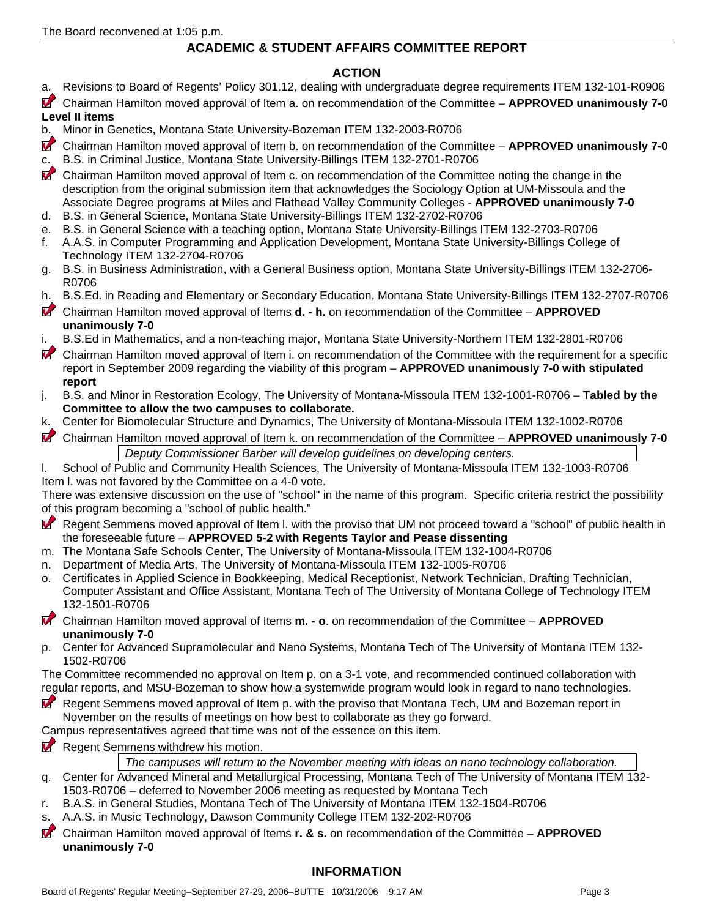The Board reconvened at 1:05 p.m.

## ACADEMIC & STUDENT AFFAIRS COMMITTEE REPORT

### ACTION

a. Revisions to Board of Regents' Policy 301.12, dealing with undergraduate degree requirements ITEM 132-101-R0906

☑ Chairman Hamilton moved approval of Item a. on recommendation of the Committee – **APPROVED unanimously 7-0**

**Level II items**

b. Minor in Genetics, Montana State University-Bozeman ITEM 132-2003-R0706

☑ Chairman Hamilton moved approval of Item b. on recommendation of the Committee – **APPROVED unanimously 7-0**

c. B.S. in Criminal Justice, Montana State University-Billings ITEM 132-2701-R0706

☑ Chairman Hamilton moved approval of Item c. on recommendation of the Committee noting the change in the description from the original submission item that acknowledges the Sociology Option at UM-Missoula and the Associate Degree programs at Miles and Flathead Valley Community Colleges - **APPROVED unanimously 7-0**

d. B.S. in General Science, Montana State University-Billings ITEM 132-2702-R0706

e. B.S. in General Science with a teaching option, Montana State University-Billings ITEM 132-2703-R0706

f. A.A.S. in Computer Programming and Application Development, Montana State University-Billings College of Technology ITEM 132-2704-R0706

g. B.S. in Business Administration, with a General Business option, Montana State University-Billings ITEM 132-2706-R0706

h. B.S.Ed. in Reading and Elementary or Secondary Education, Montana State University-Billings ITEM 132-2707-R0706

☑ Chairman Hamilton moved approval of Items **d. - h.** on recommendation of the Committee – **APPROVED unanimously 7-0**

i. B.S.Ed in Mathematics, and a non-teaching major, Montana State University-Northern ITEM 132-2801-R0706

☑ Chairman Hamilton moved approval of Item i. on recommendation of the Committee with the requirement for a specific report in September 2009 regarding the viability of this program – **APPROVED unanimously 7-0 with stipulated report**

j. B.S. and Minor in Restoration Ecology, The University of Montana-Missoula ITEM 132-1001-R0706 – **Tabled by the Committee to allow the two campuses to collaborate.**

k. Center for Biomolecular Structure and Dynamics, The University of Montana-Missoula ITEM 132-1002-R0706

☑ Chairman Hamilton moved approval of Item k. on recommendation of the Committee – **APPROVED unanimously 7-0**

*Deputy Commissioner Barber will develop guidelines on developing centers.*

l. School of Public and Community Health Sciences, The University of Montana-Missoula ITEM 132-1003-R0706

Item l. was not favored by the Committee on a 4-0 vote.

There was extensive discussion on the use of "school" in the name of this program. Specific criteria restrict the possibility of this program becoming a "school of public health."

☑ Regent Semmens moved approval of Item l. with the proviso that UM not proceed toward a "school" of public health in the foreseeable future – **APPROVED 5-2 with Regents Taylor and Pease dissenting**

m. The Montana Safe Schools Center, The University of Montana-Missoula ITEM 132-1004-R0706

n. Department of Media Arts, The University of Montana-Missoula ITEM 132-1005-R0706

o. Certificates in Applied Science in Bookkeeping, Medical Receptionist, Network Technician, Drafting Technician, Computer Assistant and Office Assistant, Montana Tech of The University of Montana College of Technology ITEM 132-1501-R0706

☑ Chairman Hamilton moved approval of Items **m. - o**. on recommendation of the Committee – **APPROVED unanimously 7-0**

p. Center for Advanced Supramolecular and Nano Systems, Montana Tech of The University of Montana ITEM 132-1502-R0706

The Committee recommended no approval on Item p. on a 3-1 vote, and recommended continued collaboration with regular reports, and MSU-Bozeman to show how a systemwide program would look in regard to nano technologies.

☑ Regent Semmens moved approval of Item p. with the proviso that Montana Tech, UM and Bozeman report in November on the results of meetings on how best to collaborate as they go forward.

Campus representatives agreed that time was not of the essence on this item.

☑ Regent Semmens withdrew his motion.

*The campuses will return to the November meeting with ideas on nano technology collaboration.*

q. Center for Advanced Mineral and Metallurgical Processing, Montana Tech of The University of Montana ITEM 132-1503-R0706 – deferred to November 2006 meeting as requested by Montana Tech

r. B.A.S. in General Studies, Montana Tech of The University of Montana ITEM 132-1504-R0706

s. A.A.S. in Music Technology, Dawson Community College ITEM 132-202-R0706

☑ Chairman Hamilton moved approval of Items **r. & s.** on recommendation of the Committee – **APPROVED unanimously 7-0**

### INFORMATION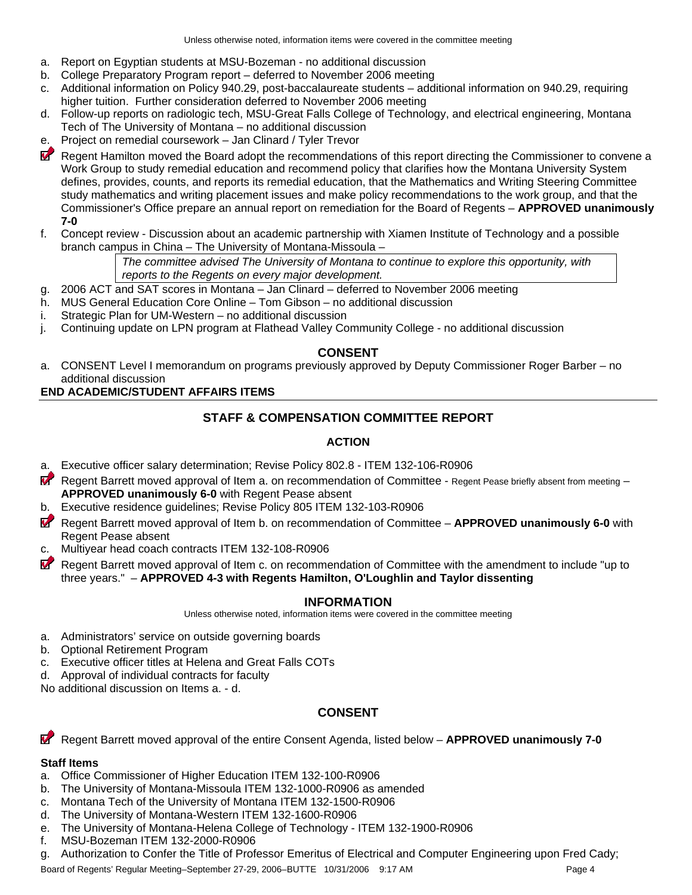Unless otherwise noted, information items were covered in the committee meeting

a. Report on Egyptian students at MSU-Bozeman - no additional discussion
b. College Preparatory Program report – deferred to November 2006 meeting
c. Additional information on Policy 940.29, post-baccalaureate students – additional information on 940.29, requiring higher tuition. Further consideration deferred to November 2006 meeting
d. Follow-up reports on radiologic tech, MSU-Great Falls College of Technology, and electrical engineering, Montana Tech of The University of Montana – no additional discussion
e. Project on remedial coursework – Jan Clinard / Tyler Trevor

Regent Hamilton moved the Board adopt the recommendations of this report directing the Commissioner to convene a Work Group to study remedial education and recommend policy that clarifies how the Montana University System defines, provides, counts, and reports its remedial education, that the Mathematics and Writing Steering Committee study mathematics and writing placement issues and make policy recommendations to the work group, and that the Commissioner's Office prepare an annual report on remediation for the Board of Regents – **APPROVED unanimously 7-0**

f. Concept review - Discussion about an academic partnership with Xiamen Institute of Technology and a possible branch campus in China – The University of Montana-Missoula –

*The committee advised The University of Montana to continue to explore this opportunity, with reports to the Regents on every major development.*

g. 2006 ACT and SAT scores in Montana – Jan Clinard – deferred to November 2006 meeting
h. MUS General Education Core Online – Tom Gibson – no additional discussion
i. Strategic Plan for UM-Western – no additional discussion
j. Continuing update on LPN program at Flathead Valley Community College - no additional discussion

### CONSENT

a. CONSENT Level I memorandum on programs previously approved by Deputy Commissioner Roger Barber – no additional discussion

**END ACADEMIC/STUDENT AFFAIRS ITEMS**

## STAFF & COMPENSATION COMMITTEE REPORT

### ACTION

a. Executive officer salary determination; Revise Policy 802.8 - ITEM 132-106-R0906

Regent Barrett moved approval of Item a. on recommendation of Committee - Regent Pease briefly absent from meeting – **APPROVED unanimously 6-0** with Regent Pease absent

b. Executive residence guidelines; Revise Policy 805 ITEM 132-103-R0906

Regent Barrett moved approval of Item b. on recommendation of Committee – **APPROVED unanimously 6-0** with Regent Pease absent

c. Multiyear head coach contracts ITEM 132-108-R0906

Regent Barrett moved approval of Item c. on recommendation of Committee with the amendment to include "up to three years." – **APPROVED 4-3 with Regents Hamilton, O'Loughlin and Taylor dissenting**

### INFORMATION

Unless otherwise noted, information items were covered in the committee meeting

a. Administrators' service on outside governing boards
b. Optional Retirement Program
c. Executive officer titles at Helena and Great Falls COTs
d. Approval of individual contracts for faculty

No additional discussion on Items a. - d.

### CONSENT

Regent Barrett moved approval of the entire Consent Agenda, listed below – **APPROVED unanimously 7-0**

**Staff Items**

a. Office Commissioner of Higher Education ITEM 132-100-R0906
b. The University of Montana-Missoula ITEM 132-1000-R0906 as amended
c. Montana Tech of the University of Montana ITEM 132-1500-R0906
d. The University of Montana-Western ITEM 132-1600-R0906
e. The University of Montana-Helena College of Technology - ITEM 132-1900-R0906
f. MSU-Bozeman ITEM 132-2000-R0906
g. Authorization to Confer the Title of Professor Emeritus of Electrical and Computer Engineering upon Fred Cady;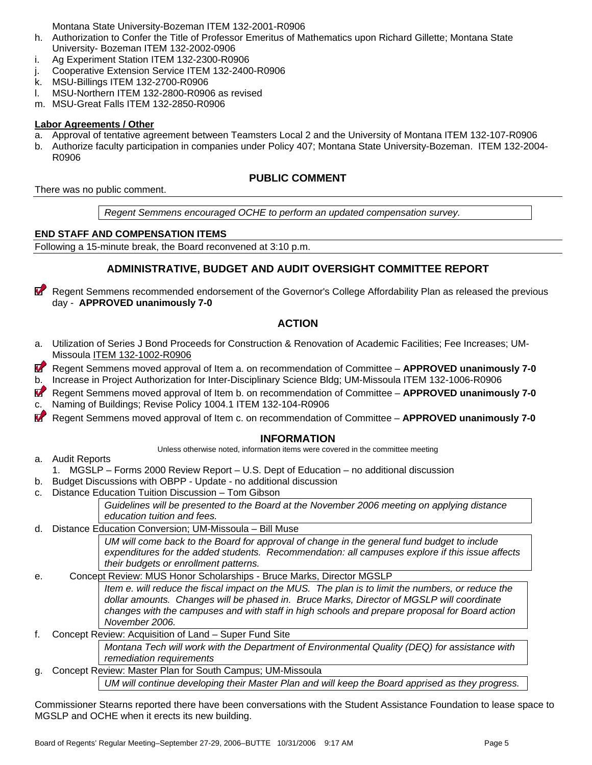Montana State University-Bozeman ITEM 132-2001-R0906

h. Authorization to Confer the Title of Professor Emeritus of Mathematics upon Richard Gillette; Montana State University- Bozeman ITEM 132-2002-0906
i. Ag Experiment Station ITEM 132-2300-R0906
j. Cooperative Extension Service ITEM 132-2400-R0906
k. MSU-Billings ITEM 132-2700-R0906
l. MSU-Northern ITEM 132-2800-R0906 as revised
m. MSU-Great Falls ITEM 132-2850-R0906

**Labor Agreements / Other**

a. Approval of tentative agreement between Teamsters Local 2 and the University of Montana ITEM 132-107-R0906
b. Authorize faculty participation in companies under Policy 407; Montana State University-Bozeman. ITEM 132-2004-R0906

## PUBLIC COMMENT

There was no public comment.

*Regent Semmens encouraged OCHE to perform an updated compensation survey.*

**END STAFF AND COMPENSATION ITEMS**

Following a 15-minute break, the Board reconvened at 3:10 p.m.

## ADMINISTRATIVE, BUDGET AND AUDIT OVERSIGHT COMMITTEE REPORT

Regent Semmens recommended endorsement of the Governor's College Affordability Plan as released the previous day - **APPROVED unanimously 7-0**

### ACTION

a. Utilization of Series J Bond Proceeds for Construction & Renovation of Academic Facilities; Fee Increases; UM-Missoula ITEM 132-1002-R0906

Regent Semmens moved approval of Item a. on recommendation of Committee – **APPROVED unanimously 7-0**

b. Increase in Project Authorization for Inter-Disciplinary Science Bldg; UM-Missoula ITEM 132-1006-R0906

Regent Semmens moved approval of Item b. on recommendation of Committee – **APPROVED unanimously 7-0**

c. Naming of Buildings; Revise Policy 1004.1 ITEM 132-104-R0906

Regent Semmens moved approval of Item c. on recommendation of Committee – **APPROVED unanimously 7-0**

### INFORMATION

Unless otherwise noted, information items were covered in the committee meeting

a. Audit Reports
   1. MGSLP – Forms 2000 Review Report – U.S. Dept of Education – no additional discussion
b. Budget Discussions with OBPP - Update - no additional discussion
c. Distance Education Tuition Discussion – Tom Gibson

   *Guidelines will be presented to the Board at the November 2006 meeting on applying distance education tuition and fees.*

d. Distance Education Conversion; UM-Missoula – Bill Muse

   *UM will come back to the Board for approval of change in the general fund budget to include expenditures for the added students. Recommendation: all campuses explore if this issue affects their budgets or enrollment patterns.*

e. Concept Review: MUS Honor Scholarships - Bruce Marks, Director MGSLP

   *Item e. will reduce the fiscal impact on the MUS. The plan is to limit the numbers, or reduce the dollar amounts. Changes will be phased in. Bruce Marks, Director of MGSLP will coordinate changes with the campuses and with staff in high schools and prepare proposal for Board action November 2006.*

f. Concept Review: Acquisition of Land – Super Fund Site

   *Montana Tech will work with the Department of Environmental Quality (DEQ) for assistance with remediation requirements*

g. Concept Review: Master Plan for South Campus; UM-Missoula

   *UM will continue developing their Master Plan and will keep the Board apprised as they progress.*

Commissioner Stearns reported there have been conversations with the Student Assistance Foundation to lease space to MGSLP and OCHE when it erects its new building.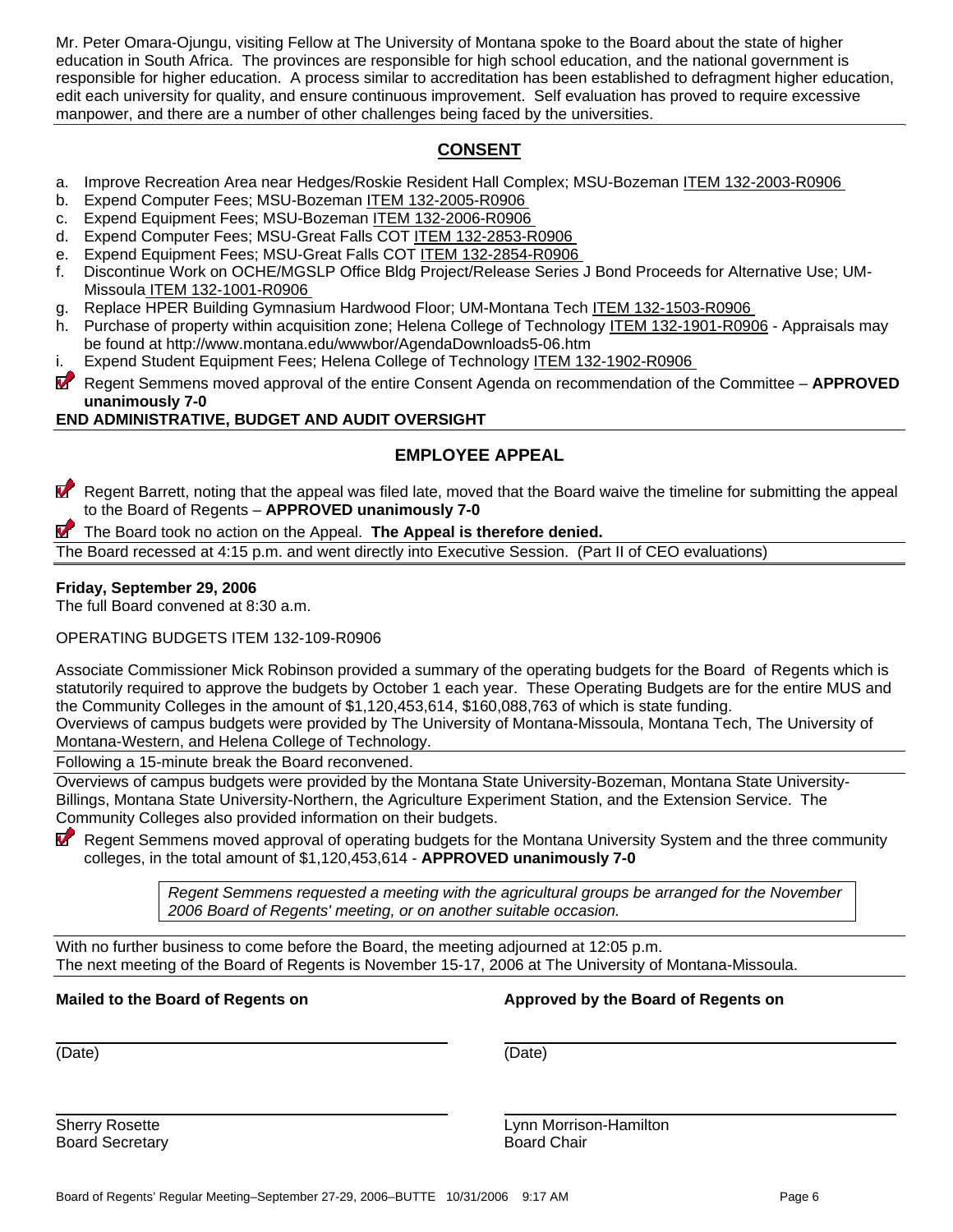Mr. Peter Omara-Ojungu, visiting Fellow at The University of Montana spoke to the Board about the state of higher education in South Africa. The provinces are responsible for high school education, and the national government is responsible for higher education. A process similar to accreditation has been established to defragment higher education, edit each university for quality, and ensure continuous improvement. Self evaluation has proved to require excessive manpower, and there are a number of other challenges being faced by the universities.

## CONSENT

a. Improve Recreation Area near Hedges/Roskie Resident Hall Complex; MSU-Bozeman ITEM 132-2003-R0906
b. Expend Computer Fees; MSU-Bozeman ITEM 132-2005-R0906
c. Expend Equipment Fees; MSU-Bozeman ITEM 132-2006-R0906
d. Expend Computer Fees; MSU-Great Falls COT ITEM 132-2853-R0906
e. Expend Equipment Fees; MSU-Great Falls COT ITEM 132-2854-R0906
f. Discontinue Work on OCHE/MGSLP Office Bldg Project/Release Series J Bond Proceeds for Alternative Use; UM-Missoula ITEM 132-1001-R0906
g. Replace HPER Building Gymnasium Hardwood Floor; UM-Montana Tech ITEM 132-1503-R0906
h. Purchase of property within acquisition zone; Helena College of Technology ITEM 132-1901-R0906 - Appraisals may be found at http://www.montana.edu/wwwbor/AgendaDownloads5-06.htm
i. Expend Student Equipment Fees; Helena College of Technology ITEM 132-1902-R0906

Regent Semmens moved approval of the entire Consent Agenda on recommendation of the Committee – **APPROVED unanimously 7-0**

**END ADMINISTRATIVE, BUDGET AND AUDIT OVERSIGHT**

## EMPLOYEE APPEAL

Regent Barrett, noting that the appeal was filed late, moved that the Board waive the timeline for submitting the appeal to the Board of Regents – **APPROVED unanimously 7-0**

The Board took no action on the Appeal. **The Appeal is therefore denied.**

The Board recessed at 4:15 p.m. and went directly into Executive Session. (Part II of CEO evaluations)

**Friday, September 29, 2006**

The full Board convened at 8:30 a.m.

OPERATING BUDGETS ITEM 132-109-R0906

Associate Commissioner Mick Robinson provided a summary of the operating budgets for the Board of Regents which is statutorily required to approve the budgets by October 1 each year. These Operating Budgets are for the entire MUS and the Community Colleges in the amount of $1,120,453,614, $160,088,763 of which is state funding.

Overviews of campus budgets were provided by The University of Montana-Missoula, Montana Tech, The University of Montana-Western, and Helena College of Technology.

Following a 15-minute break the Board reconvened.

Overviews of campus budgets were provided by the Montana State University-Bozeman, Montana State University-Billings, Montana State University-Northern, the Agriculture Experiment Station, and the Extension Service. The Community Colleges also provided information on their budgets.

Regent Semmens moved approval of operating budgets for the Montana University System and the three community colleges, in the total amount of $1,120,453,614 - **APPROVED unanimously 7-0**

*Regent Semmens requested a meeting with the agricultural groups be arranged for the November 2006 Board of Regents' meeting, or on another suitable occasion.*

With no further business to come before the Board, the meeting adjourned at 12:05 p.m.
The next meeting of the Board of Regents is November 15-17, 2006 at The University of Montana-Missoula.

**Mailed to the Board of Regents on**

(Date)

Sherry Rosette
Board Secretary

**Approved by the Board of Regents on**

(Date)

Lynn Morrison-Hamilton
Board Chair